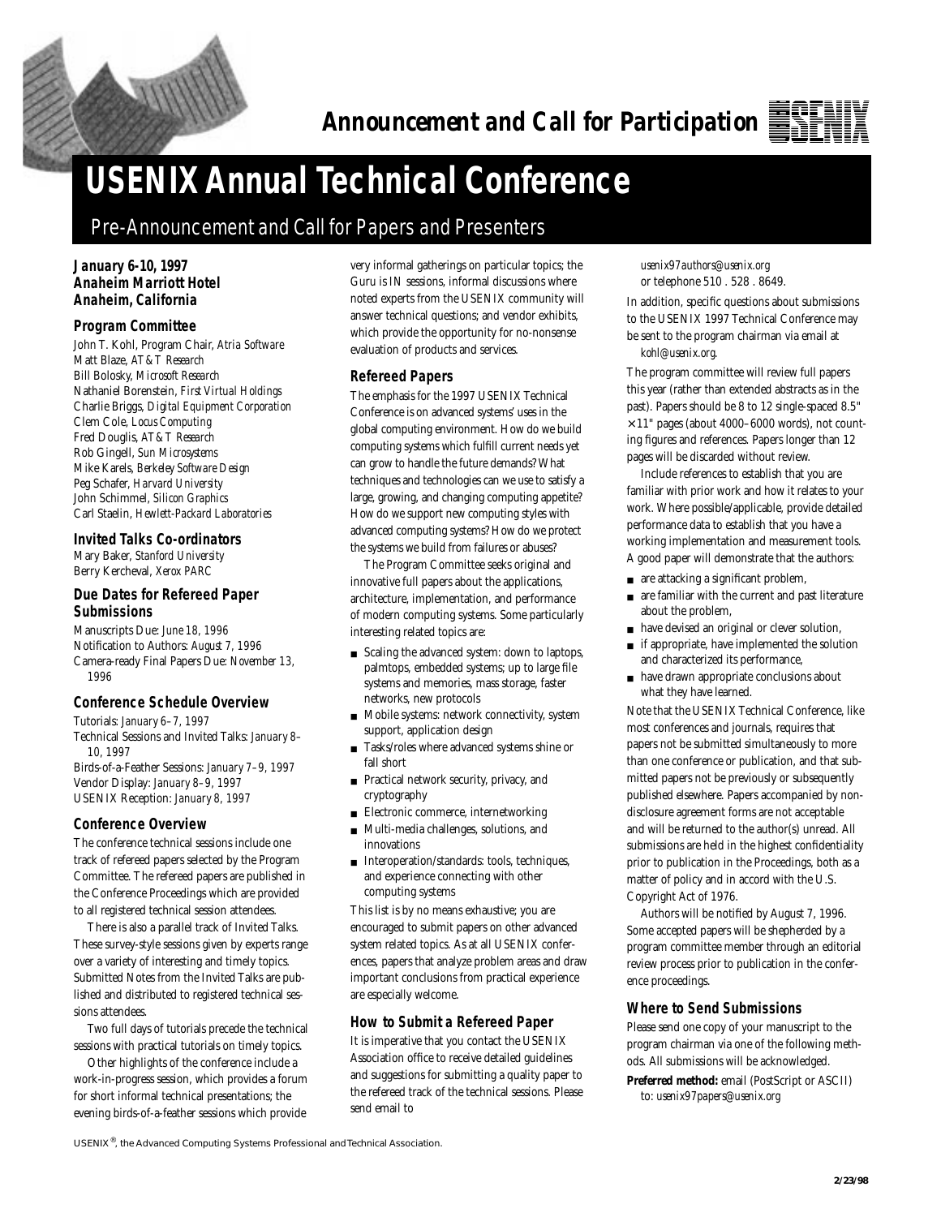# Announcement and Call for Participation

# USENIX Annual Technical Conference

## Pre-Announcement and Call for Papers and Presenters

**January 6-10, 1997**
**Anaheim Marriott Hotel**
**Anaheim, California**

### Program Committee

John T. Kohl, Program Chair, *Atria Software*
Matt Blaze, *AT&T Research*
Bill Bolosky, *Microsoft Research*
Nathaniel Borenstein, *First Virtual Holdings*
Charlie Briggs, *Digital Equipment Corporation*
Clem Cole, *Locus Computing*
Fred Douglis, *AT&T Research*
Rob Gingell, *Sun Microsystems*
Mike Karels, *Berkeley Software Design*
Peg Schafer, *Harvard University*
John Schimmel, *Silicon Graphics*
Carl Staelin, *Hewlett-Packard Laboratories*

### Invited Talks Co-ordinators

Mary Baker, *Stanford University*
Berry Kercheval, *Xerox PARC*

### Due Dates for Refereed Paper Submissions

Manuscripts Due: *June 18, 1996*
Notification to Authors: *August 7, 1996*
Camera-ready Final Papers Due: *November 13, 1996*

### Conference Schedule Overview

Tutorials: *January 6–7, 1997*
Technical Sessions and Invited Talks: *January 8–10, 1997*
Birds-of-a-Feather Sessions: *January 7–9, 1997*
Vendor Display: *January 8–9, 1997*
USENIX Reception: *January 8, 1997*

### Conference Overview

The conference technical sessions include one track of refereed papers selected by the Program Committee. The refereed papers are published in the Conference Proceedings which are provided to all registered technical session attendees.

There is also a parallel track of Invited Talks. These survey-style sessions given by experts range over a variety of interesting and timely topics. Submitted Notes from the Invited Talks are published and distributed to registered technical sessions attendees.

Two full days of tutorials precede the technical sessions with practical tutorials on timely topics.

Other highlights of the conference include a work-in-progress session, which provides a forum for short informal technical presentations; the evening birds-of-a-feather sessions which provide very informal gatherings on particular topics; the Guru is IN sessions, informal discussions where noted experts from the USENIX community will answer technical questions; and vendor exhibits, which provide the opportunity for no-nonsense evaluation of products and services.

### Refereed Papers

The emphasis for the 1997 USENIX Technical Conference is on advanced systems' uses in the global computing environment. How do we build computing systems which fulfill current needs yet can grow to handle the future demands? What techniques and technologies can we use to satisfy a large, growing, and changing computing appetite? How do we support new computing styles with advanced computing systems? How do we protect the systems we build from failures or abuses?

The Program Committee seeks original and innovative full papers about the applications, architecture, implementation, and performance of modern computing systems. Some particularly interesting related topics are:

- Scaling the advanced system: down to laptops, palmtops, embedded systems; up to large file systems and memories, mass storage, faster networks, new protocols
- Mobile systems: network connectivity, system support, application design
- Tasks/roles where advanced systems shine or fall short
- Practical network security, privacy, and cryptography
- Electronic commerce, internetworking
- Multi-media challenges, solutions, and innovations
- Interoperation/standards: tools, techniques, and experience connecting with other computing systems

This list is by no means exhaustive; you are encouraged to submit papers on other advanced system related topics. As at all USENIX conferences, papers that analyze problem areas and draw important conclusions from practical experience are especially welcome.

### How to Submit a Refereed Paper

It is imperative that you contact the USENIX Association office to receive detailed guidelines and suggestions for submitting a quality paper to the refereed track of the technical sessions. Please send email to
*usenix97authors@usenix.org*
or telephone 510 . 528 . 8649.

In addition, specific questions about submissions to the USENIX 1997 Technical Conference may be sent to the program chairman via email at *kohl@usenix.org*.

The program committee will review full papers this year (rather than extended abstracts as in the past). Papers should be 8 to 12 single-spaced 8.5" × 11" pages (about 4000–6000 words), not counting figures and references. Papers longer than 12 pages will be discarded without review.

Include references to establish that you are familiar with prior work and how it relates to your work. Where possible/applicable, provide detailed performance data to establish that you have a working implementation and measurement tools. A good paper will demonstrate that the authors:

- are attacking a significant problem,
- are familiar with the current and past literature about the problem,
- have devised an original or clever solution,
- if appropriate, have implemented the solution and characterized its performance,
- have drawn appropriate conclusions about what they have learned.

Note that the USENIX Technical Conference, like most conferences and journals, requires that papers not be submitted simultaneously to more than one conference or publication, and that submitted papers not be previously or subsequently published elsewhere. Papers accompanied by non-disclosure agreement forms are not acceptable and will be returned to the author(s) unread. All submissions are held in the highest confidentiality prior to publication in the Proceedings, both as a matter of policy and in accord with the U.S. Copyright Act of 1976.

Authors will be notified by August 7, 1996. Some accepted papers will be shepherded by a program committee member through an editorial review process prior to publication in the conference proceedings.

### Where to Send Submissions

Please send one copy of your manuscript to the program chairman via one of the following methods. All submissions will be acknowledged.

**Preferred method:** email (PostScript or ASCII) to: *usenix97papers@usenix.org*

USENIX®, the Advanced Computing Systems Professional and Technical Association.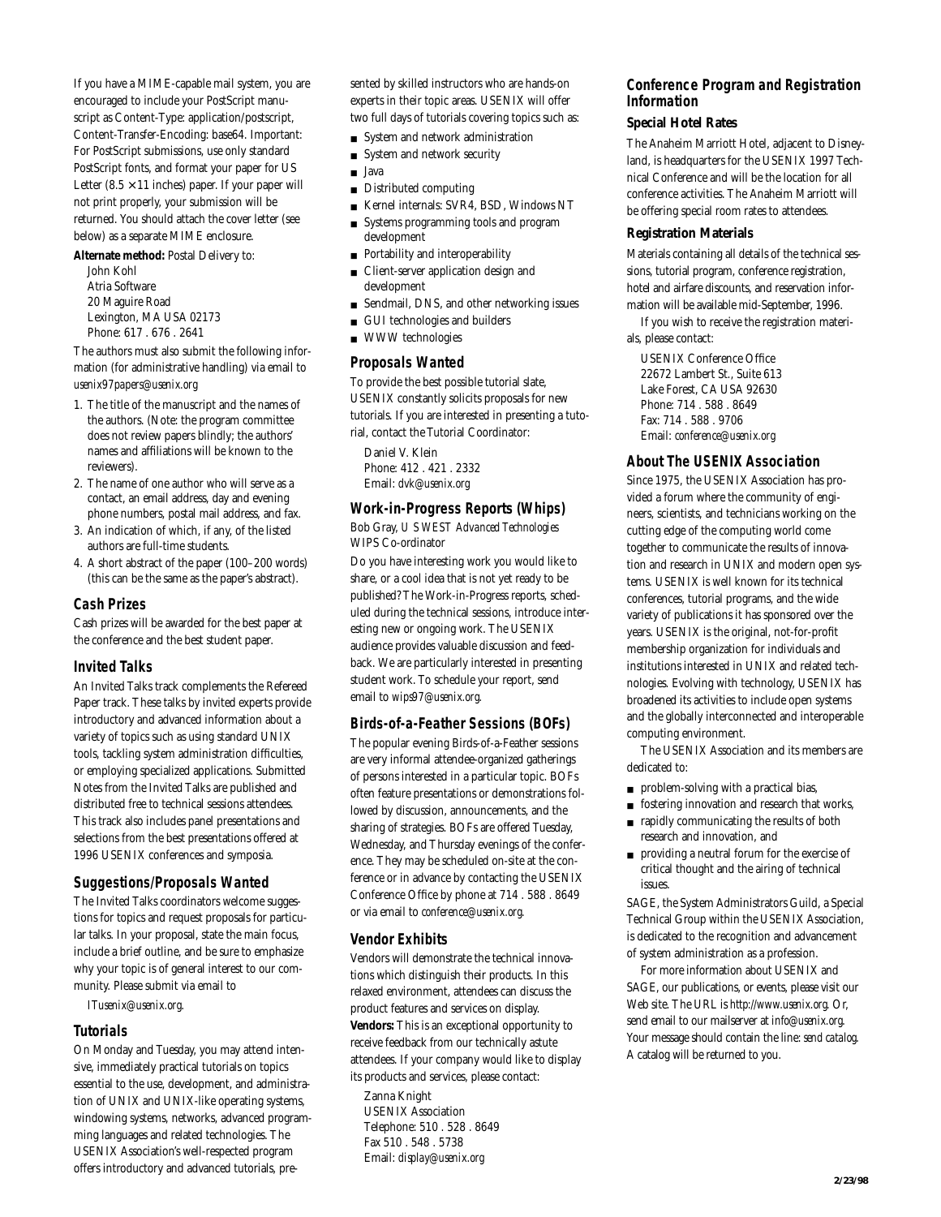If you have a MIME-capable mail system, you are encouraged to include your PostScript manuscript as Content-Type: application/postscript, Content-Transfer-Encoding: base64. Important: For PostScript submissions, use only standard PostScript fonts, and format your paper for US Letter (8.5 × 11 inches) paper. If your paper will not print properly, your submission will be returned. You should attach the cover letter (see below) as a separate MIME enclosure.

**Alternate method:** Postal Delivery to:

John Kohl
Atria Software
20 Maguire Road
Lexington, MA USA 02173
Phone: 617 . 676 . 2641

The authors must also submit the following information (for administrative handling) via email to *usenix97papers@usenix.org*

1. The title of the manuscript and the names of the authors. (Note: the program committee does not review papers blindly; the authors' names and affiliations will be known to the reviewers).
2. The name of one author who will serve as a contact, an email address, day and evening phone numbers, postal mail address, and fax.
3. An indication of which, if any, of the listed authors are full-time students.
4. A short abstract of the paper (100–200 words) (this can be the same as the paper's abstract).

## Cash Prizes

Cash prizes will be awarded for the best paper at the conference and the best student paper.

## Invited Talks

An Invited Talks track complements the Refereed Paper track. These talks by invited experts provide introductory and advanced information about a variety of topics such as using standard UNIX tools, tackling system administration difficulties, or employing specialized applications. Submitted Notes from the Invited Talks are published and distributed free to technical sessions attendees. This track also includes panel presentations and selections from the best presentations offered at 1996 USENIX conferences and symposia.

## Suggestions/Proposals Wanted

The Invited Talks coordinators welcome suggestions for topics and request proposals for particular talks. In your proposal, state the main focus, include a brief outline, and be sure to emphasize why your topic is of general interest to our community. Please submit via email to

*ITusenix@usenix.org*.

## Tutorials

On Monday and Tuesday, you may attend intensive, immediately practical tutorials on topics essential to the use, development, and administration of UNIX and UNIX-like operating systems, windowing systems, networks, advanced programming languages and related technologies. The USENIX Association's well-respected program offers introductory and advanced tutorials, presented by skilled instructors who are hands-on experts in their topic areas. USENIX will offer two full days of tutorials covering topics such as:

- System and network administration
- System and network security
- Java
- Distributed computing
- Kernel internals: SVR4, BSD, Windows NT
- Systems programming tools and program development
- Portability and interoperability
- Client-server application design and development
- Sendmail, DNS, and other networking issues
- GUI technologies and builders
- WWW technologies

## Proposals Wanted

To provide the best possible tutorial slate, USENIX constantly solicits proposals for new tutorials. If you are interested in presenting a tutorial, contact the Tutorial Coordinator:

Daniel V. Klein
Phone: 412 . 421 . 2332
Email: *dvk@usenix.org*

## Work-in-Progress Reports (Whips)

Bob Gray, *U S WEST Advanced Technologies*
WIPS Co-ordinator

Do you have interesting work you would like to share, or a cool idea that is not yet ready to be published? The Work-in-Progress reports, scheduled during the technical sessions, introduce interesting new or ongoing work. The USENIX audience provides valuable discussion and feedback. We are particularly interested in presenting student work. To schedule your report, send email to *wips97@usenix.org*.

## Birds-of-a-Feather Sessions (BOFs)

The popular evening Birds-of-a-Feather sessions are very informal attendee-organized gatherings of persons interested in a particular topic. BOFs often feature presentations or demonstrations followed by discussion, announcements, and the sharing of strategies. BOFs are offered Tuesday, Wednesday, and Thursday evenings of the conference. They may be scheduled on-site at the conference or in advance by contacting the USENIX Conference Office by phone at 714 . 588 . 8649 or via email to *conference@usenix.org*.

## Vendor Exhibits

Vendors will demonstrate the technical innovations which distinguish their products. In this relaxed environment, attendees can discuss the product features and services on display.

**Vendors:** This is an exceptional opportunity to receive feedback from our technically astute attendees. If your company would like to display its products and services, please contact:

Zanna Knight
USENIX Association
Telephone: 510 . 528 . 8649
Fax 510 . 548 . 5738
Email: *display@usenix.org*

## Conference Program and Registration Information

### Special Hotel Rates

The Anaheim Marriott Hotel, adjacent to Disneyland, is headquarters for the USENIX 1997 Technical Conference and will be the location for all conference activities. The Anaheim Marriott will be offering special room rates to attendees.

### Registration Materials

Materials containing all details of the technical sessions, tutorial program, conference registration, hotel and airfare discounts, and reservation information will be available mid-September, 1996.

If you wish to receive the registration materials, please contact:

USENIX Conference Office
22672 Lambert St., Suite 613
Lake Forest, CA USA 92630
Phone: 714 . 588 . 8649
Fax: 714 . 588 . 9706
Email: *conference@usenix.org*

## About The USENIX Association

Since 1975, the USENIX Association has provided a forum where the community of engineers, scientists, and technicians working on the cutting edge of the computing world come together to communicate the results of innovation and research in UNIX and modern open systems. USENIX is well known for its technical conferences, tutorial programs, and the wide variety of publications it has sponsored over the years. USENIX is the original, not-for-profit membership organization for individuals and institutions interested in UNIX and related technologies. Evolving with technology, USENIX has broadened its activities to include open systems and the globally interconnected and interoperable computing environment.

The USENIX Association and its members are dedicated to:

- problem-solving with a practical bias,
- fostering innovation and research that works,
- rapidly communicating the results of both research and innovation, and
- providing a neutral forum for the exercise of critical thought and the airing of technical issues.

SAGE, the System Administrators Guild, a Special Technical Group within the USENIX Association, is dedicated to the recognition and advancement of system administration as a profession.

For more information about USENIX and SAGE, our publications, or events, please visit our Web site. The URL is *http://www.usenix.org*. Or, send email to our mailserver at *info@usenix.org*. Your message should contain the line: *send catalog*. A catalog will be returned to you.

2/23/98